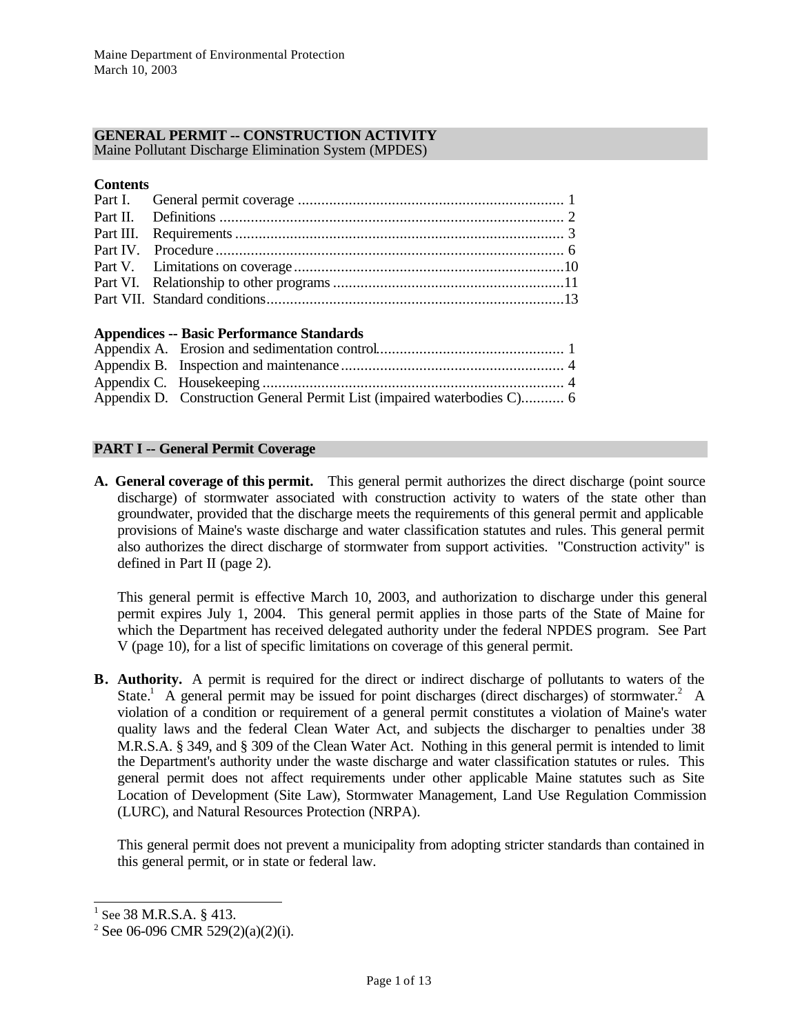Maine Department of Environmental Protection
March 10, 2003

## GENERAL PERMIT -- CONSTRUCTION ACTIVITY
Maine Pollutant Discharge Elimination System (MPDES)

**Contents**

| | | |
|---|---|---|
| Part I. | General permit coverage | 1 |
| Part II. | Definitions | 2 |
| Part III. | Requirements | 3 |
| Part IV. | Procedure | 6 |
| Part V. | Limitations on coverage | 10 |
| Part VI. | Relationship to other programs | 11 |
| Part VII. | Standard conditions | 13 |

**Appendices -- Basic Performance Standards**

| | | |
|---|---|---|
| Appendix A. | Erosion and sedimentation control | 1 |
| Appendix B. | Inspection and maintenance | 4 |
| Appendix C. | Housekeeping | 4 |
| Appendix D. | Construction General Permit List (impaired waterbodies C) | 6 |

## PART I -- General Permit Coverage

**A. General coverage of this permit.** This general permit authorizes the direct discharge (point source discharge) of stormwater associated with construction activity to waters of the state other than groundwater, provided that the discharge meets the requirements of this general permit and applicable provisions of Maine's waste discharge and water classification statutes and rules. This general permit also authorizes the direct discharge of stormwater from support activities. "Construction activity" is defined in Part II (page 2).

This general permit is effective March 10, 2003, and authorization to discharge under this general permit expires July 1, 2004. This general permit applies in those parts of the State of Maine for which the Department has received delegated authority under the federal NPDES program. See Part V (page 10), for a list of specific limitations on coverage of this general permit.

**B. Authority.** A permit is required for the direct or indirect discharge of pollutants to waters of the State.[1] A general permit may be issued for point discharges (direct discharges) of stormwater.[2] A violation of a condition or requirement of a general permit constitutes a violation of Maine's water quality laws and the federal Clean Water Act, and subjects the discharger to penalties under 38 M.R.S.A. § 349, and § 309 of the Clean Water Act. Nothing in this general permit is intended to limit the Department's authority under the waste discharge and water classification statutes or rules. This general permit does not affect requirements under other applicable Maine statutes such as Site Location of Development (Site Law), Stormwater Management, Land Use Regulation Commission (LURC), and Natural Resources Protection (NRPA).

This general permit does not prevent a municipality from adopting stricter standards than contained in this general permit, or in state or federal law.

---

[1] See 38 M.R.S.A. § 413.

[2] See 06-096 CMR 529(2)(a)(2)(i).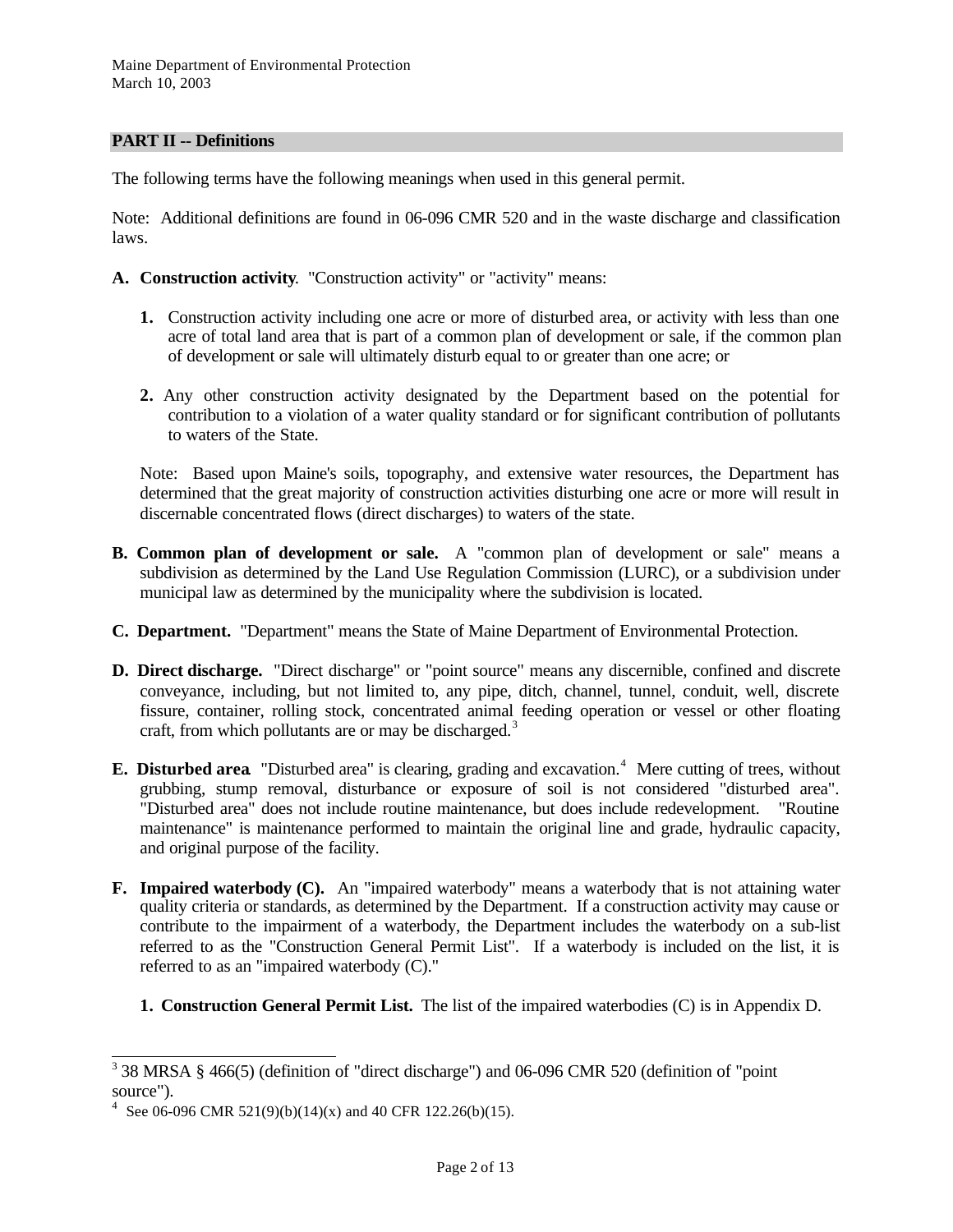## PART II -- Definitions

The following terms have the following meanings when used in this general permit.

Note: Additional definitions are found in 06-096 CMR 520 and in the waste discharge and classification laws.

**A. Construction activity**. "Construction activity" or "activity" means:

1. Construction activity including one acre or more of disturbed area, or activity with less than one acre of total land area that is part of a common plan of development or sale, if the common plan of development or sale will ultimately disturb equal to or greater than one acre; or

2. Any other construction activity designated by the Department based on the potential for contribution to a violation of a water quality standard or for significant contribution of pollutants to waters of the State.

Note: Based upon Maine's soils, topography, and extensive water resources, the Department has determined that the great majority of construction activities disturbing one acre or more will result in discernable concentrated flows (direct discharges) to waters of the state.

**B. Common plan of development or sale.** A "common plan of development or sale" means a subdivision as determined by the Land Use Regulation Commission (LURC), or a subdivision under municipal law as determined by the municipality where the subdivision is located.

**C. Department.** "Department" means the State of Maine Department of Environmental Protection.

**D. Direct discharge.** "Direct discharge" or "point source" means any discernible, confined and discrete conveyance, including, but not limited to, any pipe, ditch, channel, tunnel, conduit, well, discrete fissure, container, rolling stock, concentrated animal feeding operation or vessel or other floating craft, from which pollutants are or may be discharged.[3]

**E. Disturbed area**. "Disturbed area" is clearing, grading and excavation.[4] Mere cutting of trees, without grubbing, stump removal, disturbance or exposure of soil is not considered "disturbed area". "Disturbed area" does not include routine maintenance, but does include redevelopment. "Routine maintenance" is maintenance performed to maintain the original line and grade, hydraulic capacity, and original purpose of the facility.

**F. Impaired waterbody (C).** An "impaired waterbody" means a waterbody that is not attaining water quality criteria or standards, as determined by the Department. If a construction activity may cause or contribute to the impairment of a waterbody, the Department includes the waterbody on a sub-list referred to as the "Construction General Permit List". If a waterbody is included on the list, it is referred to as an "impaired waterbody (C)."

1. **Construction General Permit List.** The list of the impaired waterbodies (C) is in Appendix D.

---

[3] 38 MRSA § 466(5) (definition of "direct discharge") and 06-096 CMR 520 (definition of "point source").

[4] See 06-096 CMR 521(9)(b)(14)(x) and 40 CFR 122.26(b)(15).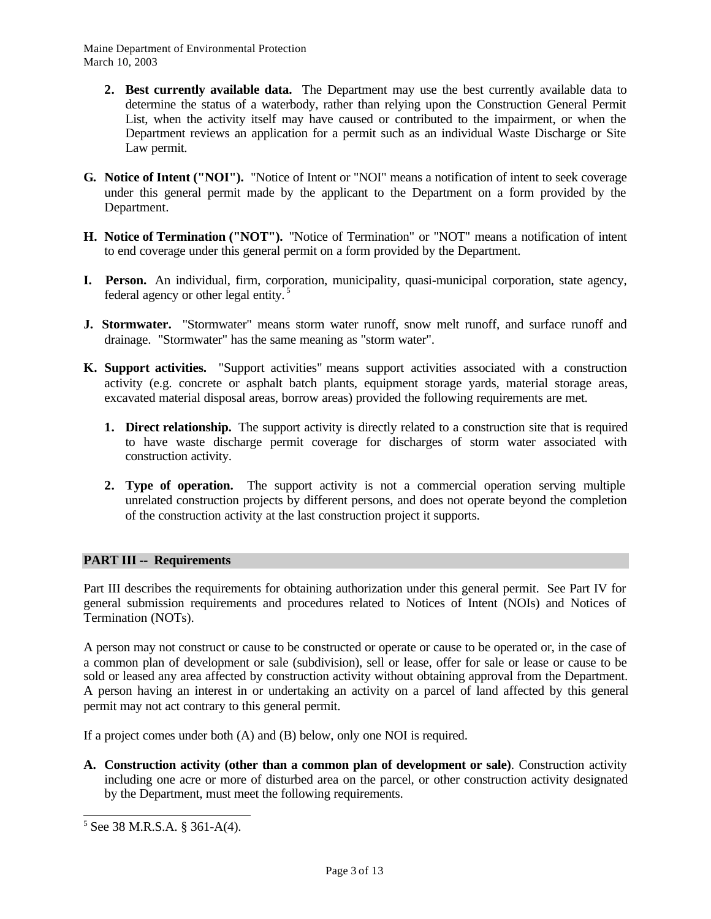2. **Best currently available data.** The Department may use the best currently available data to determine the status of a waterbody, rather than relying upon the Construction General Permit List, when the activity itself may have caused or contributed to the impairment, or when the Department reviews an application for a permit such as an individual Waste Discharge or Site Law permit.

**G. Notice of Intent ("NOI").** "Notice of Intent or "NOI" means a notification of intent to seek coverage under this general permit made by the applicant to the Department on a form provided by the Department.

**H. Notice of Termination ("NOT").** "Notice of Termination" or "NOT" means a notification of intent to end coverage under this general permit on a form provided by the Department.

**I. Person.** An individual, firm, corporation, municipality, quasi-municipal corporation, state agency, federal agency or other legal entity.[5]

**J. Stormwater.** "Stormwater" means storm water runoff, snow melt runoff, and surface runoff and drainage. "Stormwater" has the same meaning as "storm water".

**K. Support activities.** "Support activities" means support activities associated with a construction activity (e.g. concrete or asphalt batch plants, equipment storage yards, material storage areas, excavated material disposal areas, borrow areas) provided the following requirements are met.

1. **Direct relationship.** The support activity is directly related to a construction site that is required to have waste discharge permit coverage for discharges of storm water associated with construction activity.

2. **Type of operation.** The support activity is not a commercial operation serving multiple unrelated construction projects by different persons, and does not operate beyond the completion of the construction activity at the last construction project it supports.

## PART III -- Requirements

Part III describes the requirements for obtaining authorization under this general permit. See Part IV for general submission requirements and procedures related to Notices of Intent (NOIs) and Notices of Termination (NOTs).

A person may not construct or cause to be constructed or operate or cause to be operated or, in the case of a common plan of development or sale (subdivision), sell or lease, offer for sale or lease or cause to be sold or leased any area affected by construction activity without obtaining approval from the Department. A person having an interest in or undertaking an activity on a parcel of land affected by this general permit may not act contrary to this general permit.

If a project comes under both (A) and (B) below, only one NOI is required.

**A. Construction activity (other than a common plan of development or sale)**. Construction activity including one acre or more of disturbed area on the parcel, or other construction activity designated by the Department, must meet the following requirements.

---

[5] See 38 M.R.S.A. § 361-A(4).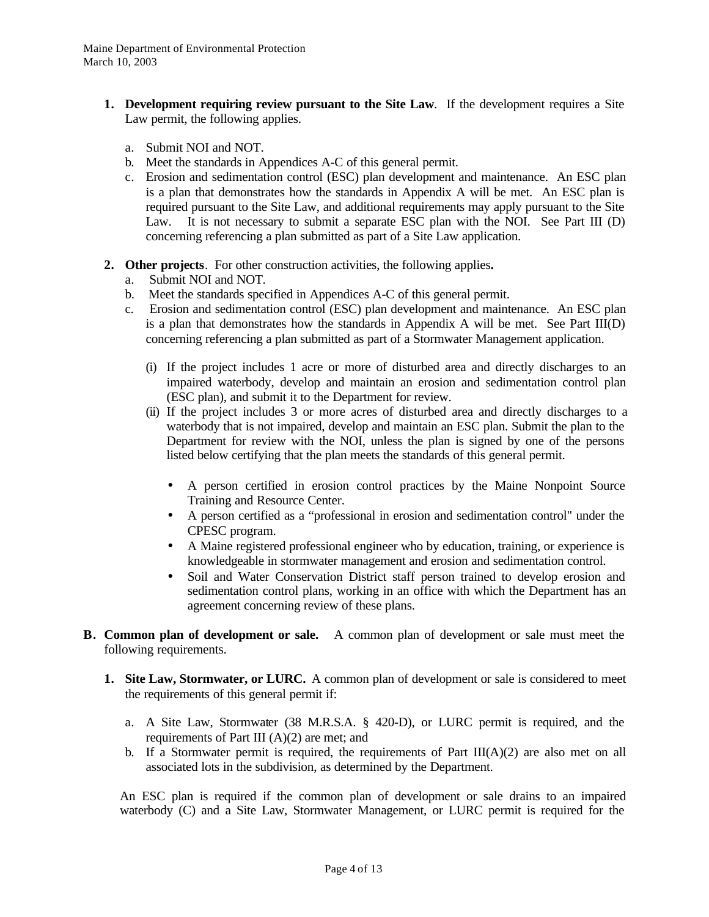1. **Development requiring review pursuant to the Site Law**. If the development requires a Site Law permit, the following applies.

   a. Submit NOI and NOT.
   b. Meet the standards in Appendices A-C of this general permit.
   c. Erosion and sedimentation control (ESC) plan development and maintenance. An ESC plan is a plan that demonstrates how the standards in Appendix A will be met. An ESC plan is required pursuant to the Site Law, and additional requirements may apply pursuant to the Site Law. It is not necessary to submit a separate ESC plan with the NOI. See Part III (D) concerning referencing a plan submitted as part of a Site Law application.

2. **Other projects**. For other construction activities, the following applies**.**
   a. Submit NOI and NOT.
   b. Meet the standards specified in Appendices A-C of this general permit.
   c. Erosion and sedimentation control (ESC) plan development and maintenance. An ESC plan is a plan that demonstrates how the standards in Appendix A will be met. See Part III(D) concerning referencing a plan submitted as part of a Stormwater Management application.

      (i) If the project includes 1 acre or more of disturbed area and directly discharges to an impaired waterbody, develop and maintain an erosion and sedimentation control plan (ESC plan), and submit it to the Department for review.
      (ii) If the project includes 3 or more acres of disturbed area and directly discharges to a waterbody that is not impaired, develop and maintain an ESC plan. Submit the plan to the Department for review with the NOI, unless the plan is signed by one of the persons listed below certifying that the plan meets the standards of this general permit.

      - A person certified in erosion control practices by the Maine Nonpoint Source Training and Resource Center.
      - A person certified as a "professional in erosion and sedimentation control" under the CPESC program.
      - A Maine registered professional engineer who by education, training, or experience is knowledgeable in stormwater management and erosion and sedimentation control.
      - Soil and Water Conservation District staff person trained to develop erosion and sedimentation control plans, working in an office with which the Department has an agreement concerning review of these plans.

**B. Common plan of development or sale.** A common plan of development or sale must meet the following requirements.

1. **Site Law, Stormwater, or LURC.** A common plan of development or sale is considered to meet the requirements of this general permit if:

   a. A Site Law, Stormwater (38 M.R.S.A. § 420-D), or LURC permit is required, and the requirements of Part III (A)(2) are met; and
   b. If a Stormwater permit is required, the requirements of Part III(A)(2) are also met on all associated lots in the subdivision, as determined by the Department.

   An ESC plan is required if the common plan of development or sale drains to an impaired waterbody (C) and a Site Law, Stormwater Management, or LURC permit is required for the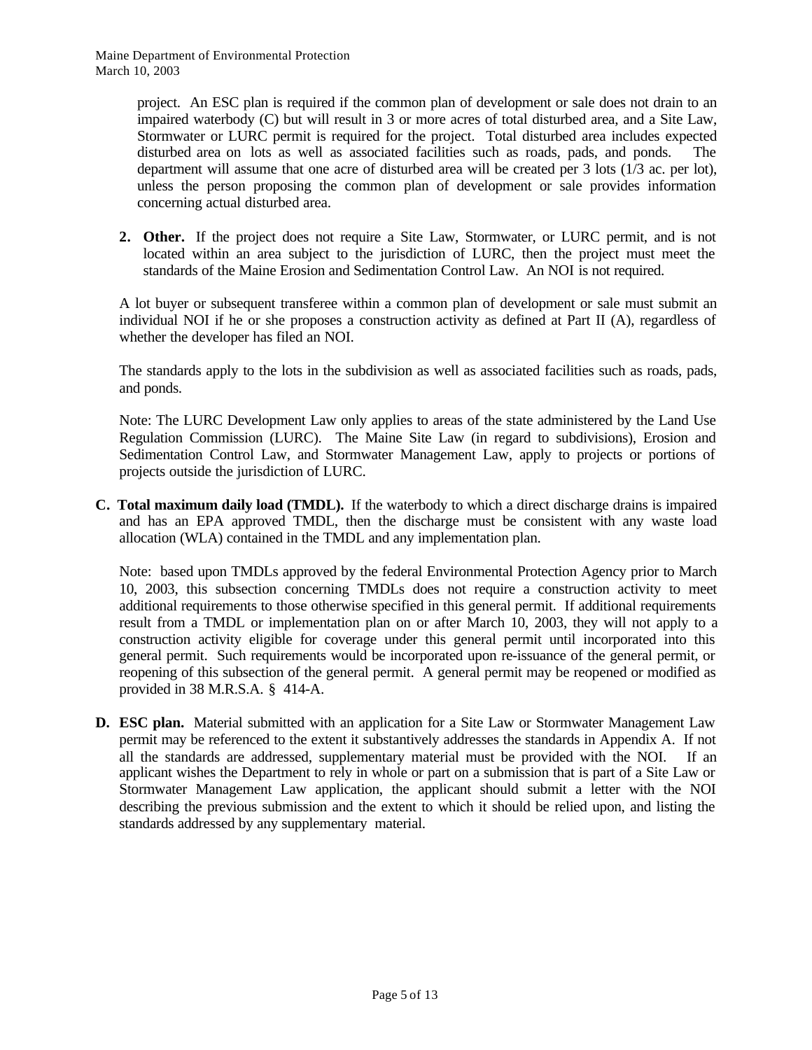project. An ESC plan is required if the common plan of development or sale does not drain to an impaired waterbody (C) but will result in 3 or more acres of total disturbed area, and a Site Law, Stormwater or LURC permit is required for the project. Total disturbed area includes expected disturbed area on lots as well as associated facilities such as roads, pads, and ponds. The department will assume that one acre of disturbed area will be created per 3 lots (1/3 ac. per lot), unless the person proposing the common plan of development or sale provides information concerning actual disturbed area.

2. **Other.** If the project does not require a Site Law, Stormwater, or LURC permit, and is not located within an area subject to the jurisdiction of LURC, then the project must meet the standards of the Maine Erosion and Sedimentation Control Law. An NOI is not required.

A lot buyer or subsequent transferee within a common plan of development or sale must submit an individual NOI if he or she proposes a construction activity as defined at Part II (A), regardless of whether the developer has filed an NOI.

The standards apply to the lots in the subdivision as well as associated facilities such as roads, pads, and ponds.

Note: The LURC Development Law only applies to areas of the state administered by the Land Use Regulation Commission (LURC). The Maine Site Law (in regard to subdivisions), Erosion and Sedimentation Control Law, and Stormwater Management Law, apply to projects or portions of projects outside the jurisdiction of LURC.

**C. Total maximum daily load (TMDL).** If the waterbody to which a direct discharge drains is impaired and has an EPA approved TMDL, then the discharge must be consistent with any waste load allocation (WLA) contained in the TMDL and any implementation plan.

Note: based upon TMDLs approved by the federal Environmental Protection Agency prior to March 10, 2003, this subsection concerning TMDLs does not require a construction activity to meet additional requirements to those otherwise specified in this general permit. If additional requirements result from a TMDL or implementation plan on or after March 10, 2003, they will not apply to a construction activity eligible for coverage under this general permit until incorporated into this general permit. Such requirements would be incorporated upon re-issuance of the general permit, or reopening of this subsection of the general permit. A general permit may be reopened or modified as provided in 38 M.R.S.A. § 414-A.

**D. ESC plan.** Material submitted with an application for a Site Law or Stormwater Management Law permit may be referenced to the extent it substantively addresses the standards in Appendix A. If not all the standards are addressed, supplementary material must be provided with the NOI. If an applicant wishes the Department to rely in whole or part on a submission that is part of a Site Law or Stormwater Management Law application, the applicant should submit a letter with the NOI describing the previous submission and the extent to which it should be relied upon, and listing the standards addressed by any supplementary material.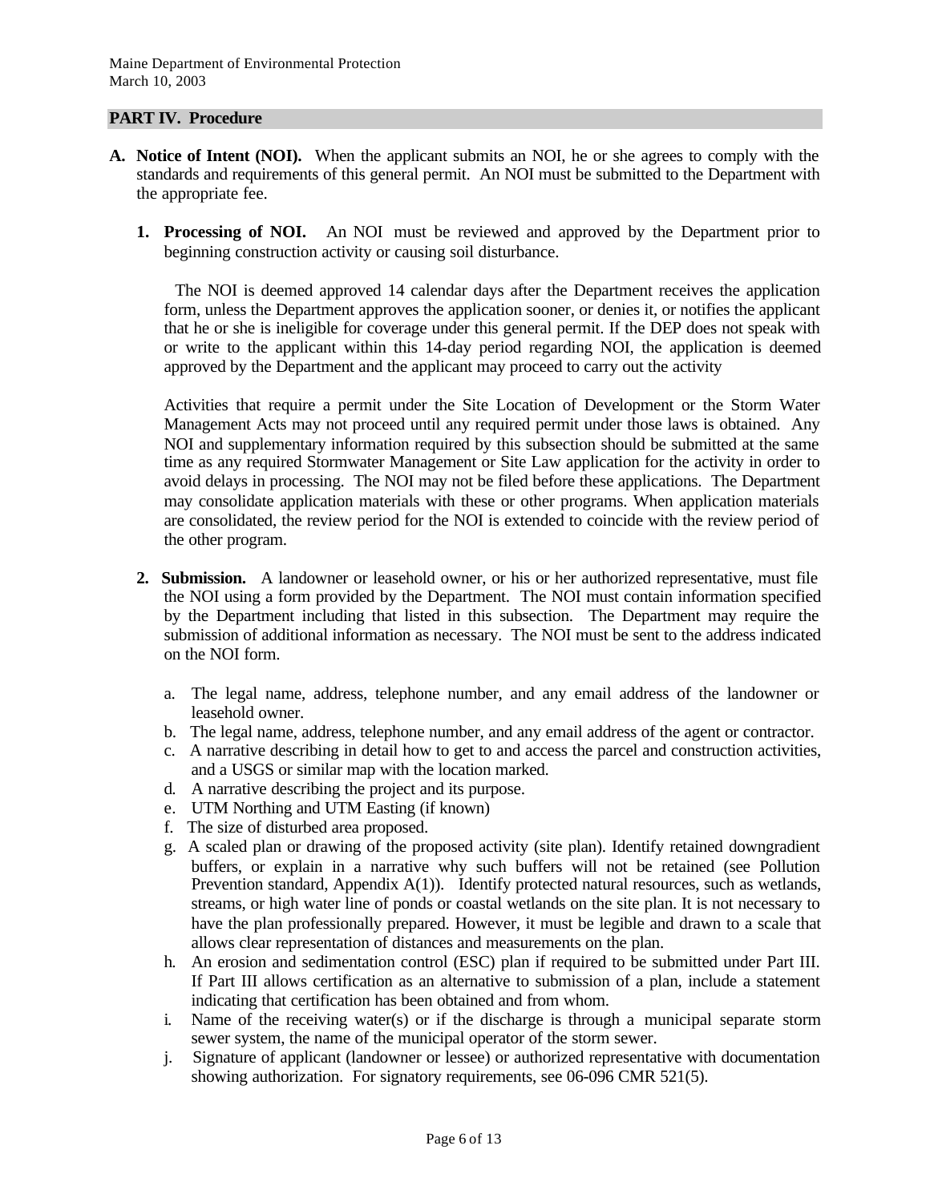## PART IV. Procedure

**A. Notice of Intent (NOI).** When the applicant submits an NOI, he or she agrees to comply with the standards and requirements of this general permit. An NOI must be submitted to the Department with the appropriate fee.

1. **Processing of NOI.** An NOI must be reviewed and approved by the Department prior to beginning construction activity or causing soil disturbance.

   The NOI is deemed approved 14 calendar days after the Department receives the application form, unless the Department approves the application sooner, or denies it, or notifies the applicant that he or she is ineligible for coverage under this general permit. If the DEP does not speak with or write to the applicant within this 14-day period regarding NOI, the application is deemed approved by the Department and the applicant may proceed to carry out the activity

   Activities that require a permit under the Site Location of Development or the Storm Water Management Acts may not proceed until any required permit under those laws is obtained. Any NOI and supplementary information required by this subsection should be submitted at the same time as any required Stormwater Management or Site Law application for the activity in order to avoid delays in processing. The NOI may not be filed before these applications. The Department may consolidate application materials with these or other programs. When application materials are consolidated, the review period for the NOI is extended to coincide with the review period of the other program.

2. **Submission.** A landowner or leasehold owner, or his or her authorized representative, must file the NOI using a form provided by the Department. The NOI must contain information specified by the Department including that listed in this subsection. The Department may require the submission of additional information as necessary. The NOI must be sent to the address indicated on the NOI form.

   a. The legal name, address, telephone number, and any email address of the landowner or leasehold owner.
   b. The legal name, address, telephone number, and any email address of the agent or contractor.
   c. A narrative describing in detail how to get to and access the parcel and construction activities, and a USGS or similar map with the location marked.
   d. A narrative describing the project and its purpose.
   e. UTM Northing and UTM Easting (if known)
   f. The size of disturbed area proposed.
   g. A scaled plan or drawing of the proposed activity (site plan). Identify retained downgradient buffers, or explain in a narrative why such buffers will not be retained (see Pollution Prevention standard, Appendix A(1)). Identify protected natural resources, such as wetlands, streams, or high water line of ponds or coastal wetlands on the site plan. It is not necessary to have the plan professionally prepared. However, it must be legible and drawn to a scale that allows clear representation of distances and measurements on the plan.
   h. An erosion and sedimentation control (ESC) plan if required to be submitted under Part III. If Part III allows certification as an alternative to submission of a plan, include a statement indicating that certification has been obtained and from whom.
   i. Name of the receiving water(s) or if the discharge is through a municipal separate storm sewer system, the name of the municipal operator of the storm sewer.
   j. Signature of applicant (landowner or lessee) or authorized representative with documentation showing authorization. For signatory requirements, see 06-096 CMR 521(5).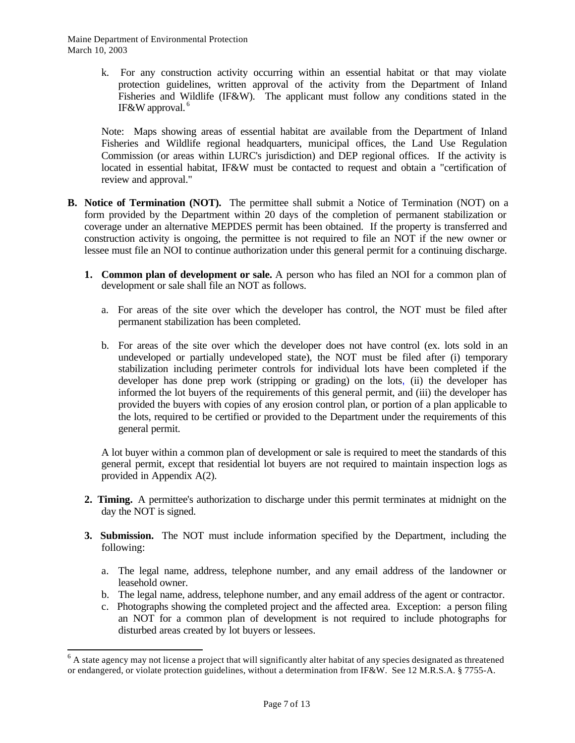k. For any construction activity occurring within an essential habitat or that may violate protection guidelines, written approval of the activity from the Department of Inland Fisheries and Wildlife (IF&W). The applicant must follow any conditions stated in the IF&W approval.[6]

Note: Maps showing areas of essential habitat are available from the Department of Inland Fisheries and Wildlife regional headquarters, municipal offices, the Land Use Regulation Commission (or areas within LURC's jurisdiction) and DEP regional offices. If the activity is located in essential habitat, IF&W must be contacted to request and obtain a "certification of review and approval."

**B. Notice of Termination (NOT).** The permittee shall submit a Notice of Termination (NOT) on a form provided by the Department within 20 days of the completion of permanent stabilization or coverage under an alternative MEPDES permit has been obtained. If the property is transferred and construction activity is ongoing, the permittee is not required to file an NOT if the new owner or lessee must file an NOI to continue authorization under this general permit for a continuing discharge.

**1. Common plan of development or sale.** A person who has filed an NOI for a common plan of development or sale shall file an NOT as follows.

a. For areas of the site over which the developer has control, the NOT must be filed after permanent stabilization has been completed.

b. For areas of the site over which the developer does not have control (ex. lots sold in an undeveloped or partially undeveloped state), the NOT must be filed after (i) temporary stabilization including perimeter controls for individual lots have been completed if the developer has done prep work (stripping or grading) on the lots, (ii) the developer has informed the lot buyers of the requirements of this general permit, and (iii) the developer has provided the buyers with copies of any erosion control plan, or portion of a plan applicable to the lots, required to be certified or provided to the Department under the requirements of this general permit.

A lot buyer within a common plan of development or sale is required to meet the standards of this general permit, except that residential lot buyers are not required to maintain inspection logs as provided in Appendix A(2).

**2. Timing.** A permittee's authorization to discharge under this permit terminates at midnight on the day the NOT is signed.

**3. Submission.** The NOT must include information specified by the Department, including the following:

a. The legal name, address, telephone number, and any email address of the landowner or leasehold owner.
b. The legal name, address, telephone number, and any email address of the agent or contractor.
c. Photographs showing the completed project and the affected area. Exception: a person filing an NOT for a common plan of development is not required to include photographs for disturbed areas created by lot buyers or lessees.

---

[6] A state agency may not license a project that will significantly alter habitat of any species designated as threatened or endangered, or violate protection guidelines, without a determination from IF&W. See 12 M.R.S.A. § 7755-A.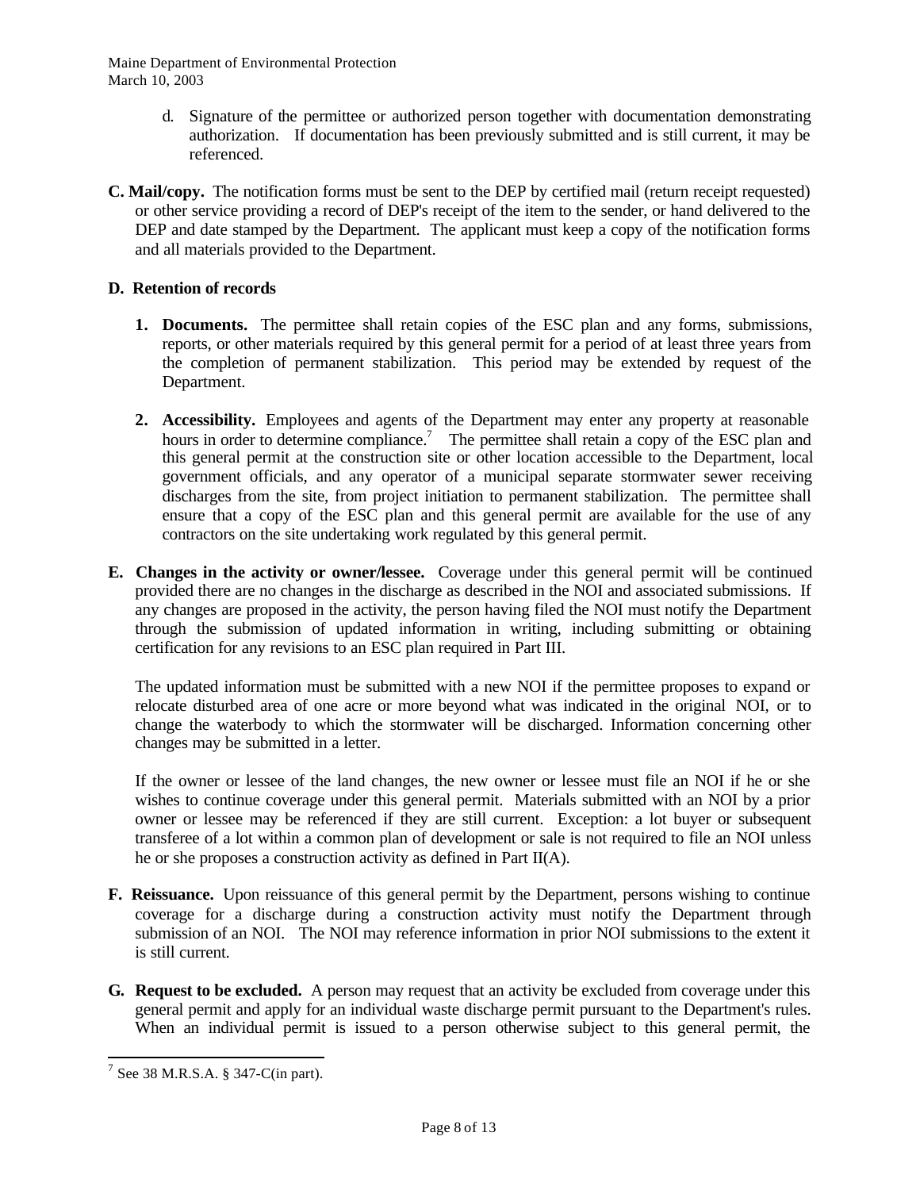d. Signature of the permittee or authorized person together with documentation demonstrating authorization. If documentation has been previously submitted and is still current, it may be referenced.

**C. Mail/copy.** The notification forms must be sent to the DEP by certified mail (return receipt requested) or other service providing a record of DEP's receipt of the item to the sender, or hand delivered to the DEP and date stamped by the Department. The applicant must keep a copy of the notification forms and all materials provided to the Department.

**D. Retention of records**

1. **Documents.** The permittee shall retain copies of the ESC plan and any forms, submissions, reports, or other materials required by this general permit for a period of at least three years from the completion of permanent stabilization. This period may be extended by request of the Department.

2. **Accessibility.** Employees and agents of the Department may enter any property at reasonable hours in order to determine compliance.[7] The permittee shall retain a copy of the ESC plan and this general permit at the construction site or other location accessible to the Department, local government officials, and any operator of a municipal separate stormwater sewer receiving discharges from the site, from project initiation to permanent stabilization. The permittee shall ensure that a copy of the ESC plan and this general permit are available for the use of any contractors on the site undertaking work regulated by this general permit.

**E. Changes in the activity or owner/lessee.** Coverage under this general permit will be continued provided there are no changes in the discharge as described in the NOI and associated submissions. If any changes are proposed in the activity, the person having filed the NOI must notify the Department through the submission of updated information in writing, including submitting or obtaining certification for any revisions to an ESC plan required in Part III.

The updated information must be submitted with a new NOI if the permittee proposes to expand or relocate disturbed area of one acre or more beyond what was indicated in the original NOI, or to change the waterbody to which the stormwater will be discharged. Information concerning other changes may be submitted in a letter.

If the owner or lessee of the land changes, the new owner or lessee must file an NOI if he or she wishes to continue coverage under this general permit. Materials submitted with an NOI by a prior owner or lessee may be referenced if they are still current. Exception: a lot buyer or subsequent transferee of a lot within a common plan of development or sale is not required to file an NOI unless he or she proposes a construction activity as defined in Part II(A).

**F. Reissuance.** Upon reissuance of this general permit by the Department, persons wishing to continue coverage for a discharge during a construction activity must notify the Department through submission of an NOI. The NOI may reference information in prior NOI submissions to the extent it is still current.

**G. Request to be excluded.** A person may request that an activity be excluded from coverage under this general permit and apply for an individual waste discharge permit pursuant to the Department's rules. When an individual permit is issued to a person otherwise subject to this general permit, the

---

[7] See 38 M.R.S.A. § 347-C(in part).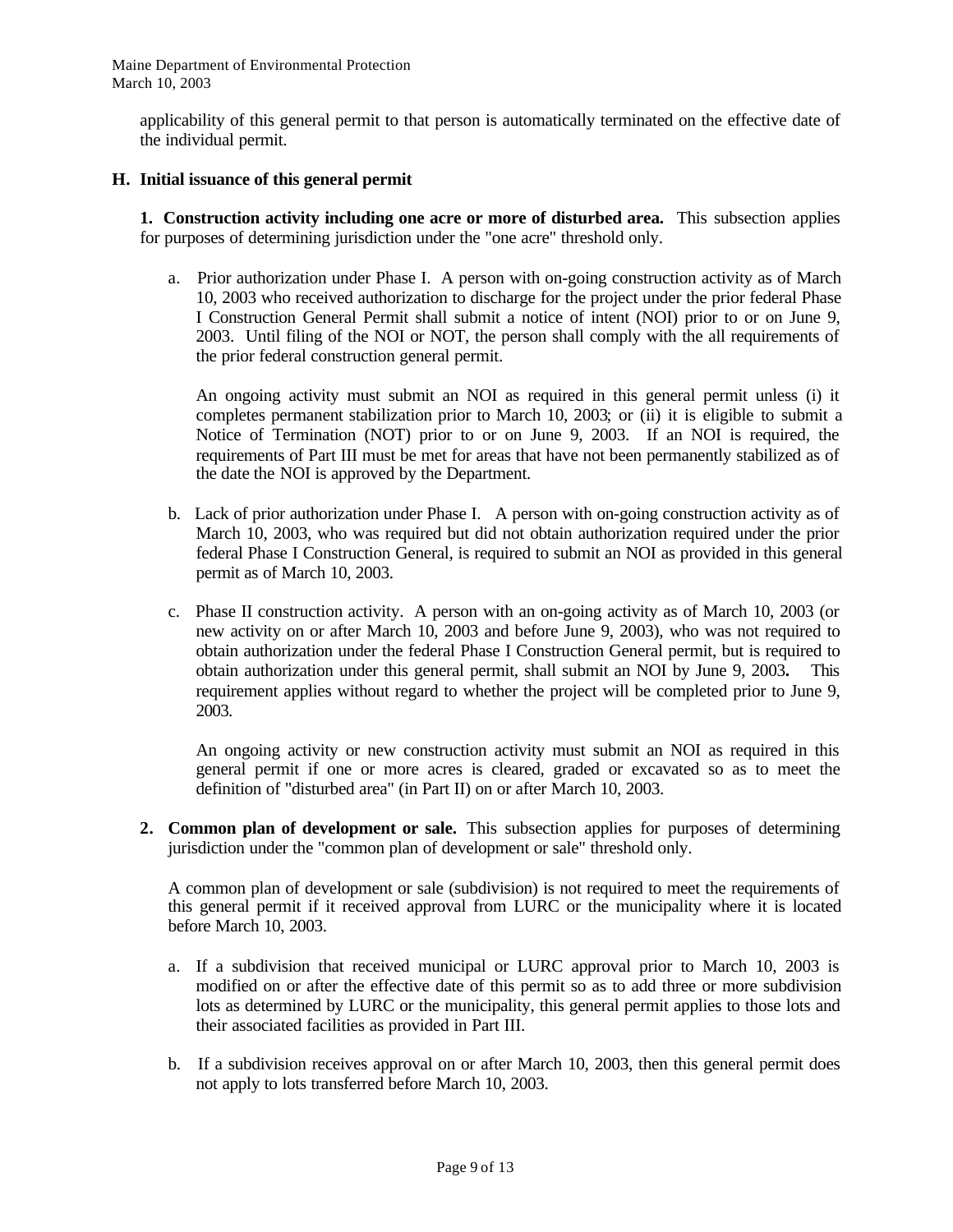applicability of this general permit to that person is automatically terminated on the effective date of the individual permit.

### H. Initial issuance of this general permit

**1. Construction activity including one acre or more of disturbed area.** This subsection applies for purposes of determining jurisdiction under the "one acre" threshold only.

a. Prior authorization under Phase I. A person with on-going construction activity as of March 10, 2003 who received authorization to discharge for the project under the prior federal Phase I Construction General Permit shall submit a notice of intent (NOI) prior to or on June 9, 2003. Until filing of the NOI or NOT, the person shall comply with the all requirements of the prior federal construction general permit.

   An ongoing activity must submit an NOI as required in this general permit unless (i) it completes permanent stabilization prior to March 10, 2003; or (ii) it is eligible to submit a Notice of Termination (NOT) prior to or on June 9, 2003. If an NOI is required, the requirements of Part III must be met for areas that have not been permanently stabilized as of the date the NOI is approved by the Department.

b. Lack of prior authorization under Phase I. A person with on-going construction activity as of March 10, 2003, who was required but did not obtain authorization required under the prior federal Phase I Construction General, is required to submit an NOI as provided in this general permit as of March 10, 2003.

c. Phase II construction activity. A person with an on-going activity as of March 10, 2003 (or new activity on or after March 10, 2003 and before June 9, 2003), who was not required to obtain authorization under the federal Phase I Construction General permit, but is required to obtain authorization under this general permit, shall submit an NOI by June 9, 2003. This requirement applies without regard to whether the project will be completed prior to June 9, 2003.

   An ongoing activity or new construction activity must submit an NOI as required in this general permit if one or more acres is cleared, graded or excavated so as to meet the definition of "disturbed area" (in Part II) on or after March 10, 2003.

**2. Common plan of development or sale.** This subsection applies for purposes of determining jurisdiction under the "common plan of development or sale" threshold only.

A common plan of development or sale (subdivision) is not required to meet the requirements of this general permit if it received approval from LURC or the municipality where it is located before March 10, 2003.

a. If a subdivision that received municipal or LURC approval prior to March 10, 2003 is modified on or after the effective date of this permit so as to add three or more subdivision lots as determined by LURC or the municipality, this general permit applies to those lots and their associated facilities as provided in Part III.

b. If a subdivision receives approval on or after March 10, 2003, then this general permit does not apply to lots transferred before March 10, 2003.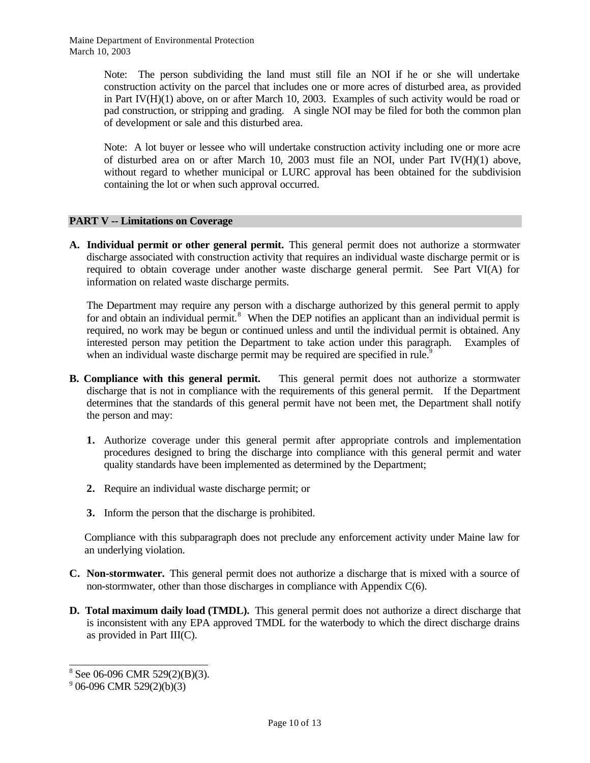Note: The person subdividing the land must still file an NOI if he or she will undertake construction activity on the parcel that includes one or more acres of disturbed area, as provided in Part IV(H)(1) above, on or after March 10, 2003. Examples of such activity would be road or pad construction, or stripping and grading. A single NOI may be filed for both the common plan of development or sale and this disturbed area.

Note: A lot buyer or lessee who will undertake construction activity including one or more acre of disturbed area on or after March 10, 2003 must file an NOI, under Part IV(H)(1) above, without regard to whether municipal or LURC approval has been obtained for the subdivision containing the lot or when such approval occurred.

## PART V -- Limitations on Coverage

**A. Individual permit or other general permit.** This general permit does not authorize a stormwater discharge associated with construction activity that requires an individual waste discharge permit or is required to obtain coverage under another waste discharge general permit. See Part VI(A) for information on related waste discharge permits.

The Department may require any person with a discharge authorized by this general permit to apply for and obtain an individual permit.[8] When the DEP notifies an applicant than an individual permit is required, no work may be begun or continued unless and until the individual permit is obtained. Any interested person may petition the Department to take action under this paragraph. Examples of when an individual waste discharge permit may be required are specified in rule.[9]

**B. Compliance with this general permit.** This general permit does not authorize a stormwater discharge that is not in compliance with the requirements of this general permit. If the Department determines that the standards of this general permit have not been met, the Department shall notify the person and may:

1. Authorize coverage under this general permit after appropriate controls and implementation procedures designed to bring the discharge into compliance with this general permit and water quality standards have been implemented as determined by the Department;
2. Require an individual waste discharge permit; or
3. Inform the person that the discharge is prohibited.

Compliance with this subparagraph does not preclude any enforcement activity under Maine law for an underlying violation.

**C. Non-stormwater.** This general permit does not authorize a discharge that is mixed with a source of non-stormwater, other than those discharges in compliance with Appendix C(6).

**D. Total maximum daily load (TMDL).** This general permit does not authorize a direct discharge that is inconsistent with any EPA approved TMDL for the waterbody to which the direct discharge drains as provided in Part III(C).

---

[8] See 06-096 CMR 529(2)(B)(3).

[9] 06-096 CMR 529(2)(b)(3)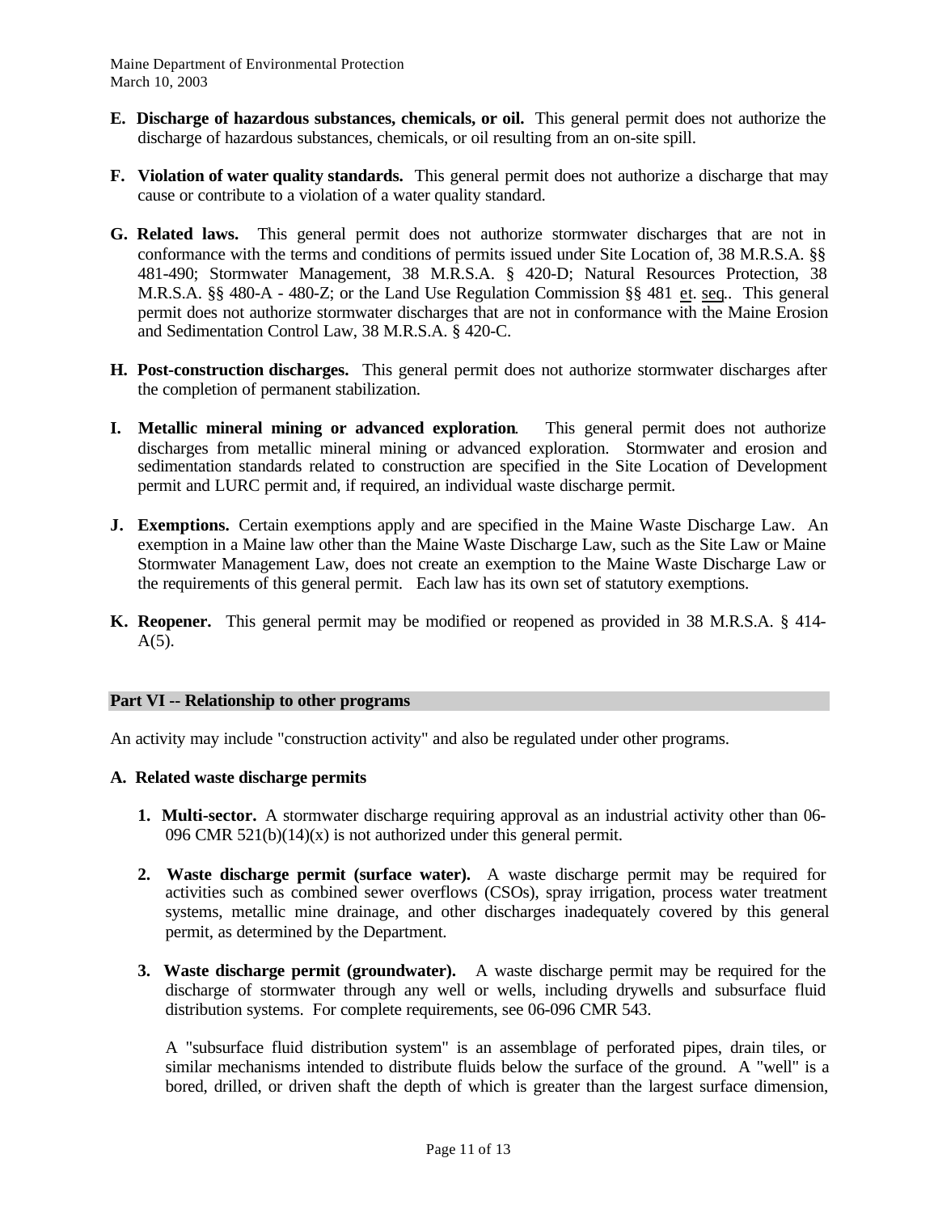**E. Discharge of hazardous substances, chemicals, or oil.** This general permit does not authorize the discharge of hazardous substances, chemicals, or oil resulting from an on-site spill.

**F. Violation of water quality standards.** This general permit does not authorize a discharge that may cause or contribute to a violation of a water quality standard.

**G. Related laws.** This general permit does not authorize stormwater discharges that are not in conformance with the terms and conditions of permits issued under Site Location of, 38 M.R.S.A. §§ 481-490; Stormwater Management, 38 M.R.S.A. § 420-D; Natural Resources Protection, 38 M.R.S.A. §§ 480-A - 480-Z; or the Land Use Regulation Commission §§ 481 et. seq.. This general permit does not authorize stormwater discharges that are not in conformance with the Maine Erosion and Sedimentation Control Law, 38 M.R.S.A. § 420-C.

**H. Post-construction discharges.** This general permit does not authorize stormwater discharges after the completion of permanent stabilization.

**I. Metallic mineral mining or advanced exploration**. This general permit does not authorize discharges from metallic mineral mining or advanced exploration. Stormwater and erosion and sedimentation standards related to construction are specified in the Site Location of Development permit and LURC permit and, if required, an individual waste discharge permit.

**J. Exemptions.** Certain exemptions apply and are specified in the Maine Waste Discharge Law. An exemption in a Maine law other than the Maine Waste Discharge Law, such as the Site Law or Maine Stormwater Management Law, does not create an exemption to the Maine Waste Discharge Law or the requirements of this general permit. Each law has its own set of statutory exemptions.

**K. Reopener.** This general permit may be modified or reopened as provided in 38 M.R.S.A. § 414-A(5).

## Part VI -- Relationship to other programs

An activity may include "construction activity" and also be regulated under other programs.

### A. Related waste discharge permits

1. **Multi-sector.** A stormwater discharge requiring approval as an industrial activity other than 06-096 CMR 521(b)(14)(x) is not authorized under this general permit.

2. **Waste discharge permit (surface water).** A waste discharge permit may be required for activities such as combined sewer overflows (CSOs), spray irrigation, process water treatment systems, metallic mine drainage, and other discharges inadequately covered by this general permit, as determined by the Department.

3. **Waste discharge permit (groundwater).** A waste discharge permit may be required for the discharge of stormwater through any well or wells, including drywells and subsurface fluid distribution systems. For complete requirements, see 06-096 CMR 543.

   A "subsurface fluid distribution system" is an assemblage of perforated pipes, drain tiles, or similar mechanisms intended to distribute fluids below the surface of the ground. A "well" is a bored, drilled, or driven shaft the depth of which is greater than the largest surface dimension,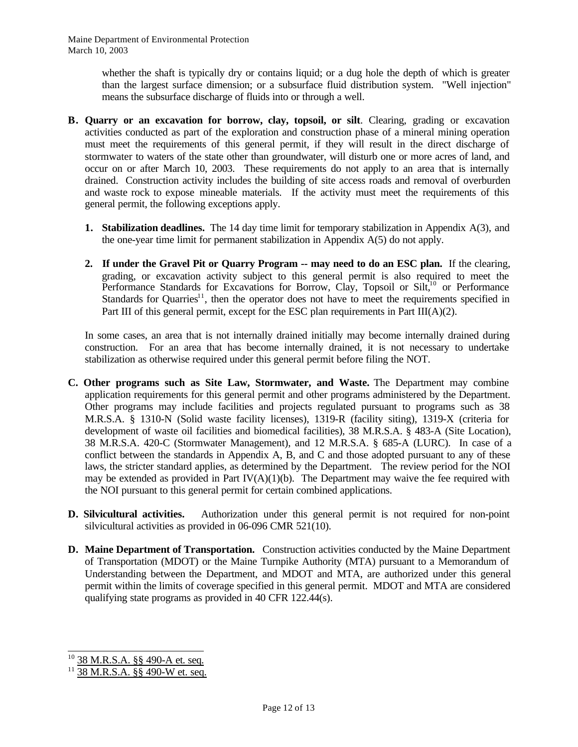whether the shaft is typically dry or contains liquid; or a dug hole the depth of which is greater than the largest surface dimension; or a subsurface fluid distribution system. "Well injection" means the subsurface discharge of fluids into or through a well.

**B. Quarry or an excavation for borrow, clay, topsoil, or silt**. Clearing, grading or excavation activities conducted as part of the exploration and construction phase of a mineral mining operation must meet the requirements of this general permit, if they will result in the direct discharge of stormwater to waters of the state other than groundwater, will disturb one or more acres of land, and occur on or after March 10, 2003. These requirements do not apply to an area that is internally drained. Construction activity includes the building of site access roads and removal of overburden and waste rock to expose mineable materials. If the activity must meet the requirements of this general permit, the following exceptions apply.

1. **Stabilization deadlines.** The 14 day time limit for temporary stabilization in Appendix A(3), and the one-year time limit for permanent stabilization in Appendix A(5) do not apply.

2. **If under the Gravel Pit or Quarry Program -- may need to do an ESC plan.** If the clearing, grading, or excavation activity subject to this general permit is also required to meet the Performance Standards for Excavations for Borrow, Clay, Topsoil or Silt,[10] or Performance Standards for Quarries[11], then the operator does not have to meet the requirements specified in Part III of this general permit, except for the ESC plan requirements in Part III(A)(2).

In some cases, an area that is not internally drained initially may become internally drained during construction. For an area that has become internally drained, it is not necessary to undertake stabilization as otherwise required under this general permit before filing the NOT.

**C. Other programs such as Site Law, Stormwater, and Waste.** The Department may combine application requirements for this general permit and other programs administered by the Department. Other programs may include facilities and projects regulated pursuant to programs such as 38 M.R.S.A. § 1310-N (Solid waste facility licenses), 1319-R (facility siting), 1319-X (criteria for development of waste oil facilities and biomedical facilities), 38 M.R.S.A. § 483-A (Site Location), 38 M.R.S.A. 420-C (Stormwater Management), and 12 M.R.S.A. § 685-A (LURC). In case of a conflict between the standards in Appendix A, B, and C and those adopted pursuant to any of these laws, the stricter standard applies, as determined by the Department. The review period for the NOI may be extended as provided in Part IV(A)(1)(b). The Department may waive the fee required with the NOI pursuant to this general permit for certain combined applications.

**D. Silvicultural activities.** Authorization under this general permit is not required for non-point silvicultural activities as provided in 06-096 CMR 521(10).

**D. Maine Department of Transportation.** Construction activities conducted by the Maine Department of Transportation (MDOT) or the Maine Turnpike Authority (MTA) pursuant to a Memorandum of Understanding between the Department, and MDOT and MTA, are authorized under this general permit within the limits of coverage specified in this general permit. MDOT and MTA are considered qualifying state programs as provided in 40 CFR 122.44(s).

---

[10] 38 M.R.S.A. §§ 490-A et. seq.

[11] 38 M.R.S.A. §§ 490-W et. seq.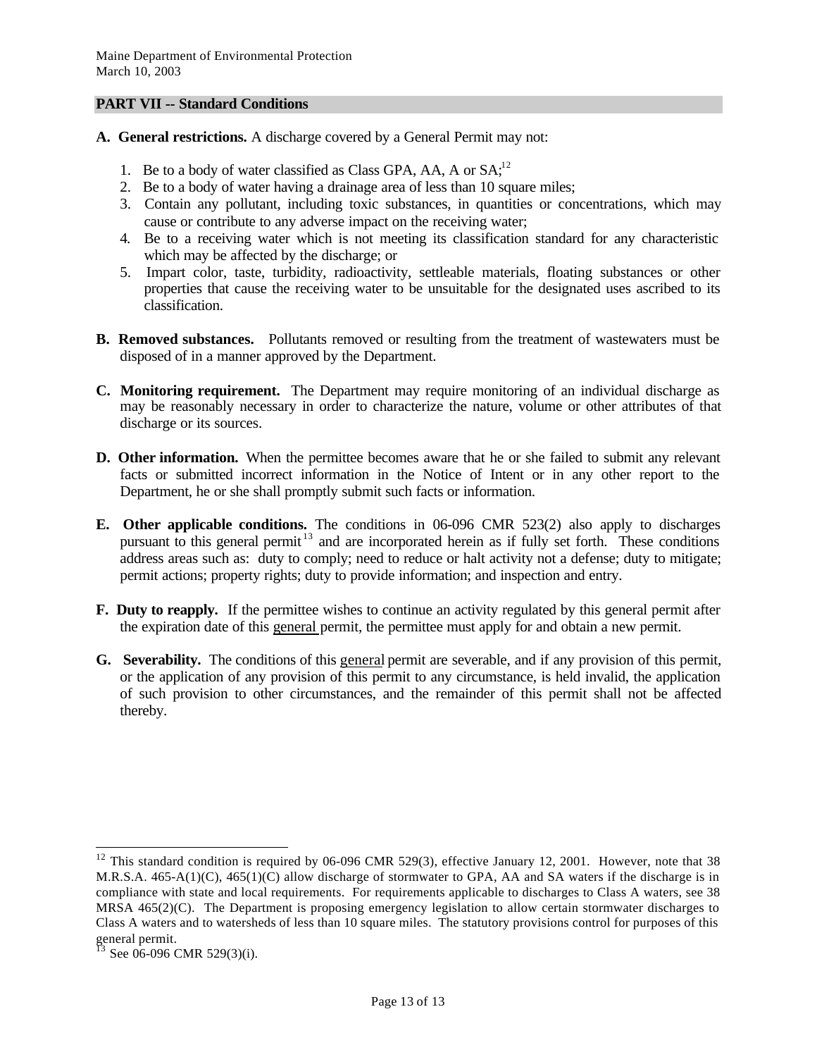## PART VII -- Standard Conditions

**A. General restrictions.** A discharge covered by a General Permit may not:

1. Be to a body of water classified as Class GPA, AA, A or SA;[12]
2. Be to a body of water having a drainage area of less than 10 square miles;
3. Contain any pollutant, including toxic substances, in quantities or concentrations, which may cause or contribute to any adverse impact on the receiving water;
4. Be to a receiving water which is not meeting its classification standard for any characteristic which may be affected by the discharge; or
5. Impart color, taste, turbidity, radioactivity, settleable materials, floating substances or other properties that cause the receiving water to be unsuitable for the designated uses ascribed to its classification.

**B. Removed substances.** Pollutants removed or resulting from the treatment of wastewaters must be disposed of in a manner approved by the Department.

**C. Monitoring requirement.** The Department may require monitoring of an individual discharge as may be reasonably necessary in order to characterize the nature, volume or other attributes of that discharge or its sources.

**D. Other information.** When the permittee becomes aware that he or she failed to submit any relevant facts or submitted incorrect information in the Notice of Intent or in any other report to the Department, he or she shall promptly submit such facts or information.

**E. Other applicable conditions.** The conditions in 06-096 CMR 523(2) also apply to discharges pursuant to this general permit[13] and are incorporated herein as if fully set forth. These conditions address areas such as: duty to comply; need to reduce or halt activity not a defense; duty to mitigate; permit actions; property rights; duty to provide information; and inspection and entry.

**F. Duty to reapply.** If the permittee wishes to continue an activity regulated by this general permit after the expiration date of this general permit, the permittee must apply for and obtain a new permit.

**G. Severability.** The conditions of this general permit are severable, and if any provision of this permit, or the application of any provision of this permit to any circumstance, is held invalid, the application of such provision to other circumstances, and the remainder of this permit shall not be affected thereby.

---

[12] This standard condition is required by 06-096 CMR 529(3), effective January 12, 2001. However, note that 38 M.R.S.A. 465-A(1)(C), 465(1)(C) allow discharge of stormwater to GPA, AA and SA waters if the discharge is in compliance with state and local requirements. For requirements applicable to discharges to Class A waters, see 38 MRSA 465(2)(C). The Department is proposing emergency legislation to allow certain stormwater discharges to Class A waters and to watersheds of less than 10 square miles. The statutory provisions control for purposes of this general permit.

[13] See 06-096 CMR 529(3)(i).